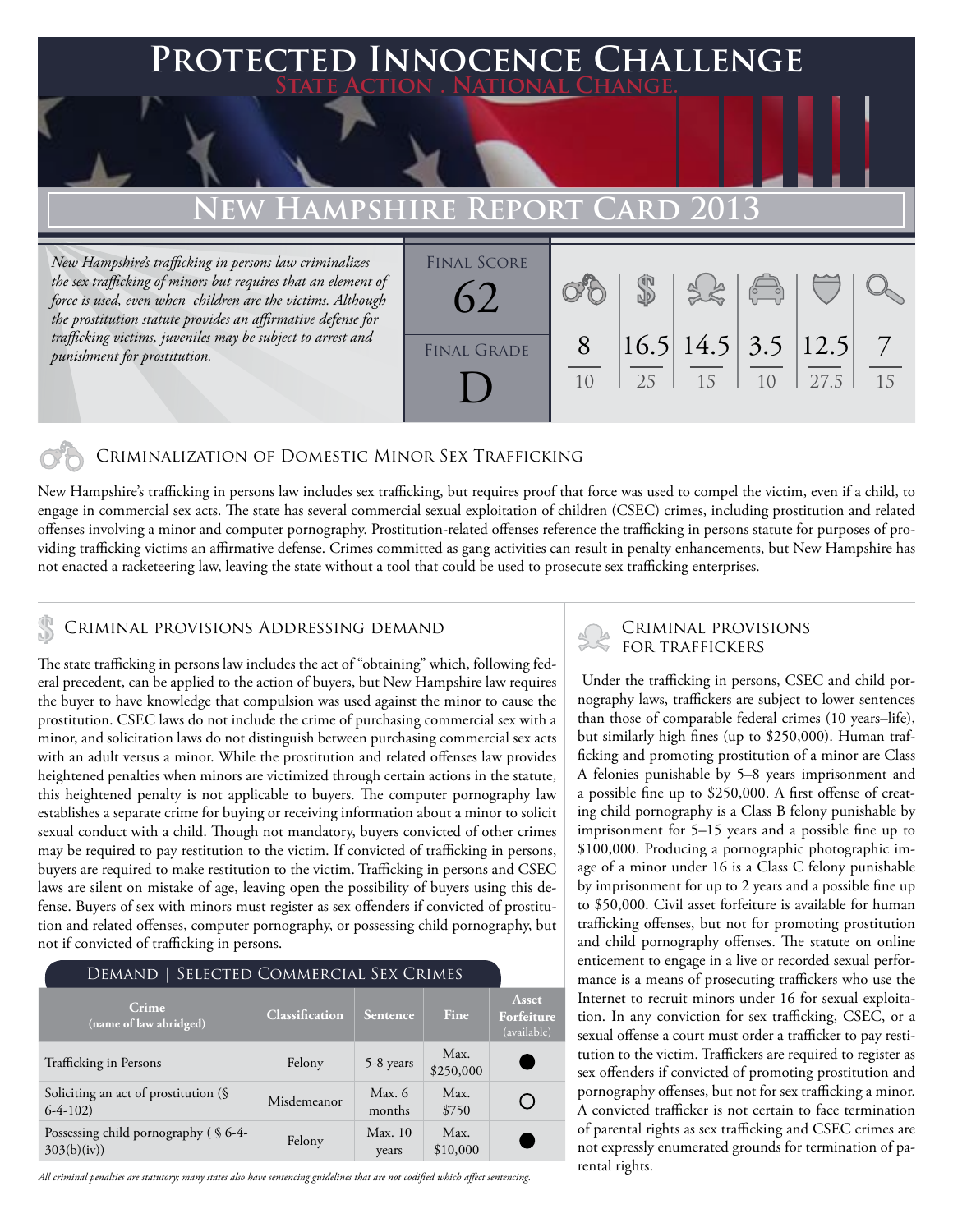# Protected Innocence Challenge

**State Action . National Change.**

## New Hampshire Report Card 2013

*New Hampshire's trafficking in persons law criminalizes the sex trafficking of minors but requires that an element of force is used, even when children are the victims. Although the prostitution statute provides an affirmative defense for trafficking victims, juveniles may be subject to arrest and punishment for prostitution.*

| Final Score | Final Grade |
|---|---|
| 62 | D |

| Criminalization | Demand | Traffickers | Facilitators | Protective Provisions | Criminal Justice Tools |
|---|---|---|---|---|---|
| 8/10 | 16.5/25 | 14.5/15 | 3.5/10 | 12.5/27.5 | 7/15 |

## Criminalization of Domestic Minor Sex Trafficking

New Hampshire's trafficking in persons law includes sex trafficking, but requires proof that force was used to compel the victim, even if a child, to engage in commercial sex acts. The state has several commercial sexual exploitation of children (CSEC) crimes, including prostitution and related offenses involving a minor and computer pornography. Prostitution-related offenses reference the trafficking in persons statute for purposes of providing trafficking victims an affirmative defense. Crimes committed as gang activities can result in penalty enhancements, but New Hampshire has not enacted a racketeering law, leaving the state without a tool that could be used to prosecute sex trafficking enterprises.

## Criminal provisions Addressing demand

The state trafficking in persons law includes the act of "obtaining" which, following federal precedent, can be applied to the action of buyers, but New Hampshire law requires the buyer to have knowledge that compulsion was used against the minor to cause the prostitution. CSEC laws do not include the crime of purchasing commercial sex with a minor, and solicitation laws do not distinguish between purchasing commercial sex acts with an adult versus a minor. While the prostitution and related offenses law provides heightened penalties when minors are victimized through certain actions in the statute, this heightened penalty is not applicable to buyers. The computer pornography law establishes a separate crime for buying or receiving information about a minor to solicit sexual conduct with a child. Though not mandatory, buyers convicted of other crimes may be required to pay restitution to the victim. If convicted of trafficking in persons, buyers are required to make restitution to the victim. Trafficking in persons and CSEC laws are silent on mistake of age, leaving open the possibility of buyers using this defense. Buyers of sex with minors must register as sex offenders if convicted of prostitution and related offenses, computer pornography, or possessing child pornography, but not if convicted of trafficking in persons.

**Demand | Selected Commercial Sex Crimes**

| Crime (name of law abridged) | Classification | Sentence | Fine | Asset Forfeiture (available) |
|---|---|---|---|---|
| Trafficking in Persons | Felony | 5-8 years | Max. $250,000 | ● |
| Soliciting an act of prostitution (§ 6-4-102) | Misdemeanor | Max. 6 months | Max. $750 | ○ |
| Possessing child pornography ( § 6-4-303(b)(iv)) | Felony | Max. 10 years | Max. $10,000 | ● |

*All criminal penalties are statutory; many states also have sentencing guidelines that are not codified which affect sentencing.*

## Criminal provisions for traffickers

Under the trafficking in persons, CSEC and child pornography laws, traffickers are subject to lower sentences than those of comparable federal crimes (10 years–life), but similarly high fines (up to $250,000). Human trafficking and promoting prostitution of a minor are Class A felonies punishable by 5–8 years imprisonment and a possible fine up to $250,000. A first offense of creating child pornography is a Class B felony punishable by imprisonment for 5–15 years and a possible fine up to $100,000. Producing a pornographic photographic image of a minor under 16 is a Class C felony punishable by imprisonment for up to 2 years and a possible fine up to $50,000. Civil asset forfeiture is available for human trafficking offenses, but not for promoting prostitution and child pornography offenses. The statute on online enticement to engage in a live or recorded sexual performance is a means of prosecuting traffickers who use the Internet to recruit minors under 16 for sexual exploitation. In any conviction for sex trafficking, CSEC, or a sexual offense a court must order a trafficker to pay restitution to the victim. Traffickers are required to register as sex offenders if convicted of promoting prostitution and pornography offenses, but not for sex trafficking a minor. A convicted trafficker is not certain to face termination of parental rights as sex trafficking and CSEC crimes are not expressly enumerated grounds for termination of parental rights.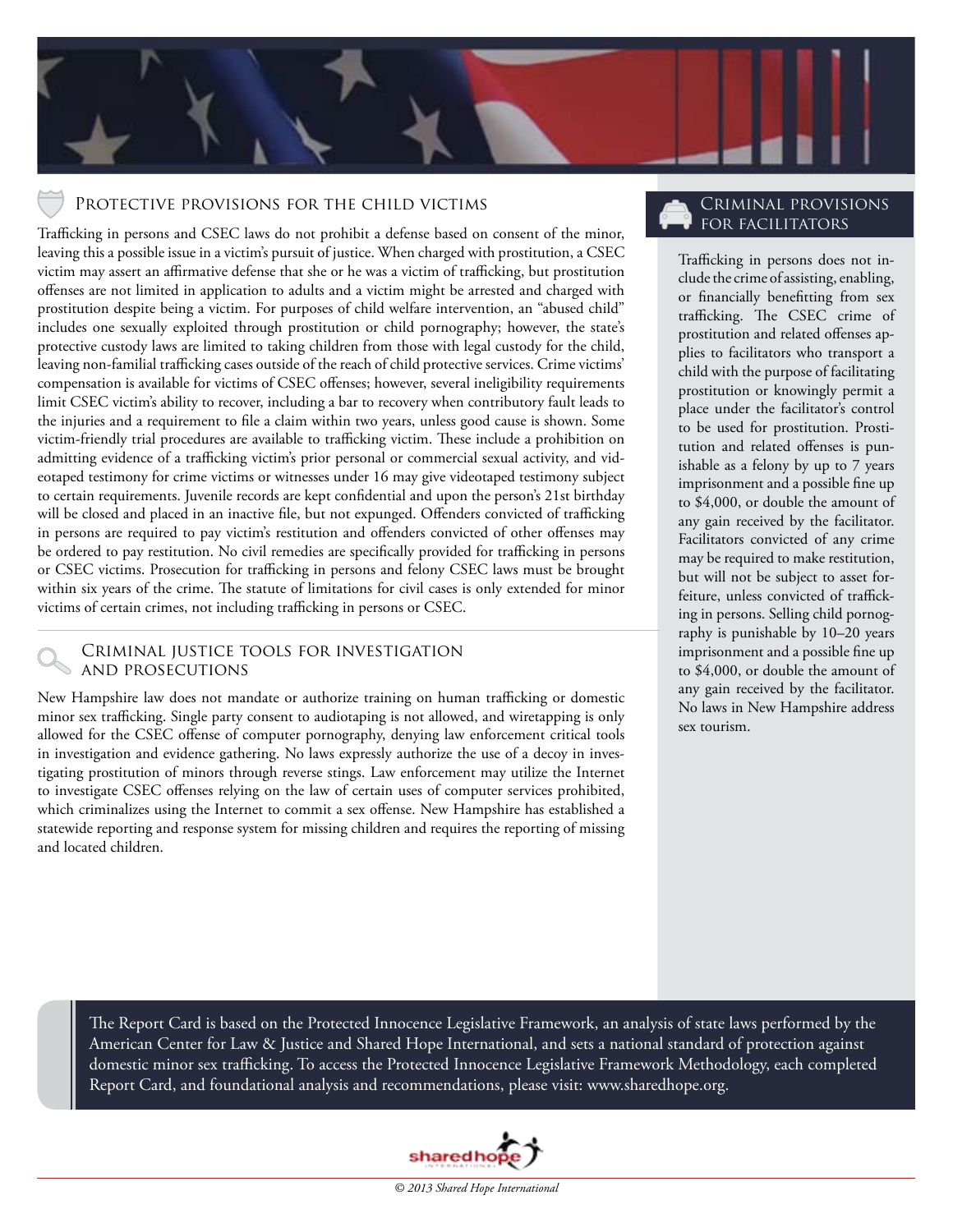## Protective provisions for the child victims

Trafficking in persons and CSEC laws do not prohibit a defense based on consent of the minor, leaving this a possible issue in a victim's pursuit of justice. When charged with prostitution, a CSEC victim may assert an affirmative defense that she or he was a victim of trafficking, but prostitution offenses are not limited in application to adults and a victim might be arrested and charged with prostitution despite being a victim. For purposes of child welfare intervention, an "abused child" includes one sexually exploited through prostitution or child pornography; however, the state's protective custody laws are limited to taking children from those with legal custody for the child, leaving non-familial trafficking cases outside of the reach of child protective services. Crime victims' compensation is available for victims of CSEC offenses; however, several ineligibility requirements limit CSEC victim's ability to recover, including a bar to recovery when contributory fault leads to the injuries and a requirement to file a claim within two years, unless good cause is shown. Some victim-friendly trial procedures are available to trafficking victim. These include a prohibition on admitting evidence of a trafficking victim's prior personal or commercial sexual activity, and videotaped testimony for crime victims or witnesses under 16 may give videotaped testimony subject to certain requirements. Juvenile records are kept confidential and upon the person's 21st birthday will be closed and placed in an inactive file, but not expunged. Offenders convicted of trafficking in persons are required to pay victim's restitution and offenders convicted of other offenses may be ordered to pay restitution. No civil remedies are specifically provided for trafficking in persons or CSEC victims. Prosecution for trafficking in persons and felony CSEC laws must be brought within six years of the crime. The statute of limitations for civil cases is only extended for minor victims of certain crimes, not including trafficking in persons or CSEC.

## Criminal justice tools for investigation and prosecutions

New Hampshire law does not mandate or authorize training on human trafficking or domestic minor sex trafficking. Single party consent to audiotaping is not allowed, and wiretapping is only allowed for the CSEC offense of computer pornography, denying law enforcement critical tools in investigation and evidence gathering. No laws expressly authorize the use of a decoy in investigating prostitution of minors through reverse stings. Law enforcement may utilize the Internet to investigate CSEC offenses relying on the law of certain uses of computer services prohibited, which criminalizes using the Internet to commit a sex offense. New Hampshire has established a statewide reporting and response system for missing children and requires the reporting of missing and located children.

## Criminal provisions for facilitators

Trafficking in persons does not include the crime of assisting, enabling, or financially benefitting from sex trafficking. The CSEC crime of prostitution and related offenses applies to facilitators who transport a child with the purpose of facilitating prostitution or knowingly permit a place under the facilitator's control to be used for prostitution. Prostitution and related offenses is punishable as a felony by up to 7 years imprisonment and a possible fine up to $4,000, or double the amount of any gain received by the facilitator. Facilitators convicted of any crime may be required to make restitution, but will not be subject to asset forfeiture, unless convicted of trafficking in persons. Selling child pornography is punishable by 10–20 years imprisonment and a possible fine up to $4,000, or double the amount of any gain received by the facilitator. No laws in New Hampshire address sex tourism.

The Report Card is based on the Protected Innocence Legislative Framework, an analysis of state laws performed by the American Center for Law & Justice and Shared Hope International, and sets a national standard of protection against domestic minor sex trafficking. To access the Protected Innocence Legislative Framework Methodology, each completed Report Card, and foundational analysis and recommendations, please visit: www.sharedhope.org.

*© 2013 Shared Hope International*